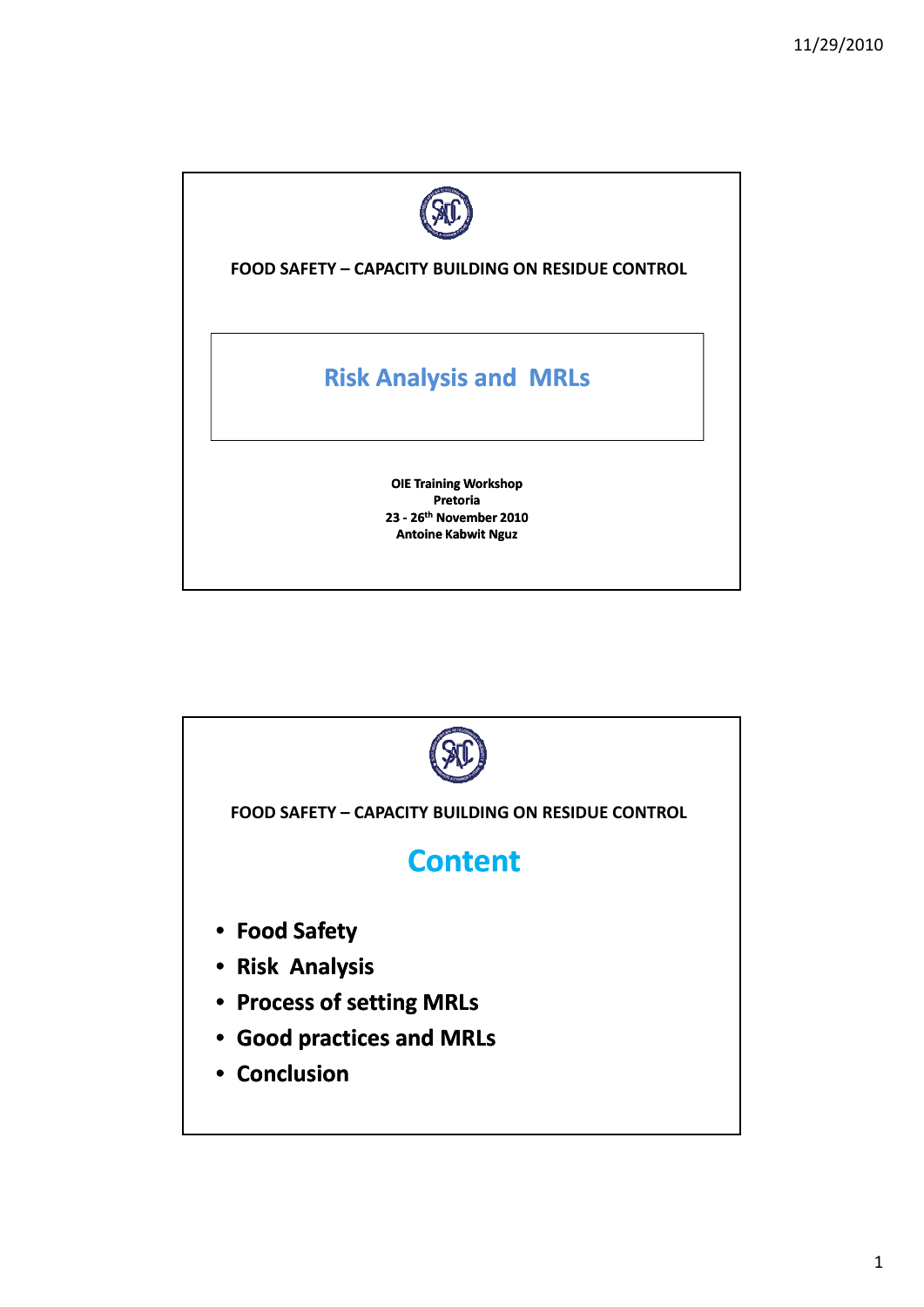FOOD SAFETY – CAPACITY BUILDING ON RESIDUE CONTROL

# Risk Analysis and MRLs

**OIE Training Workshop**
**Pretoria**
**23 - 26th November 2010**
**Antoine Kabwit Nguz**

---

FOOD SAFETY – CAPACITY BUILDING ON RESIDUE CONTROL

## Content

- **Food Safety**
- **Risk Analysis**
- **Process of setting MRLs**
- **Good practices and MRLs**
- **Conclusion**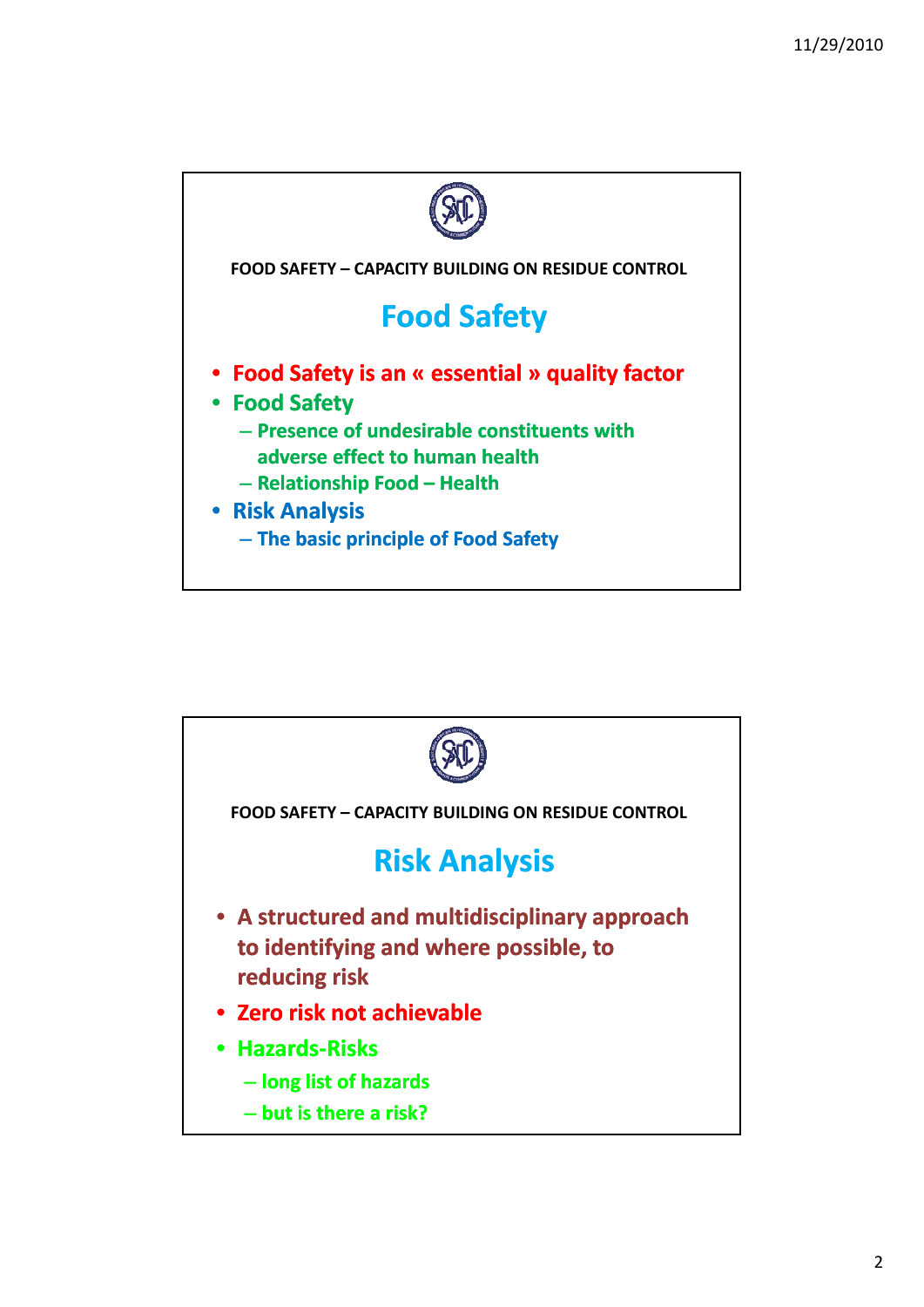FOOD SAFETY – CAPACITY BUILDING ON RESIDUE CONTROL

## Food Safety

- **Food Safety is an « essential » quality factor**
- **Food Safety**
  - **Presence of undesirable constituents with adverse effect to human health**
  - **Relationship Food – Health**
- **Risk Analysis**
  - **The basic principle of Food Safety**

FOOD SAFETY – CAPACITY BUILDING ON RESIDUE CONTROL

## Risk Analysis

- **A structured and multidisciplinary approach to identifying and where possible, to reducing risk**
- **Zero risk not achievable**
- **Hazards-Risks**
  - **long list of hazards**
  - **but is there a risk?**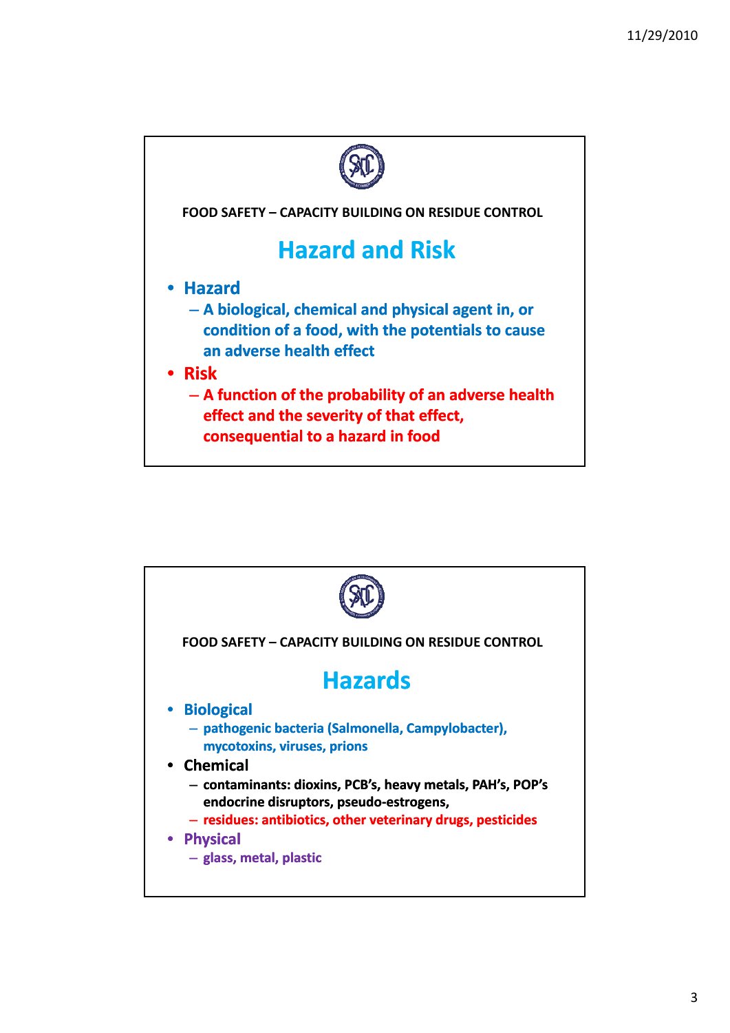FOOD SAFETY – CAPACITY BUILDING ON RESIDUE CONTROL

## Hazard and Risk

- **Hazard**
  - **A biological, chemical and physical agent in, or condition of a food, with the potentials to cause an adverse health effect**
- **Risk**
  - **A function of the probability of an adverse health effect and the severity of that effect, consequential to a hazard in food**

FOOD SAFETY – CAPACITY BUILDING ON RESIDUE CONTROL

## Hazards

- **Biological**
  - **pathogenic bacteria (Salmonella, Campylobacter), mycotoxins, viruses, prions**
- Chemical
  - **contaminants: dioxins, PCB's, heavy metals, PAH's, POP's endocrine disruptors, pseudo-estrogens,**
  - **residues: antibiotics, other veterinary drugs, pesticides**
- **Physical**
  - **glass, metal, plastic**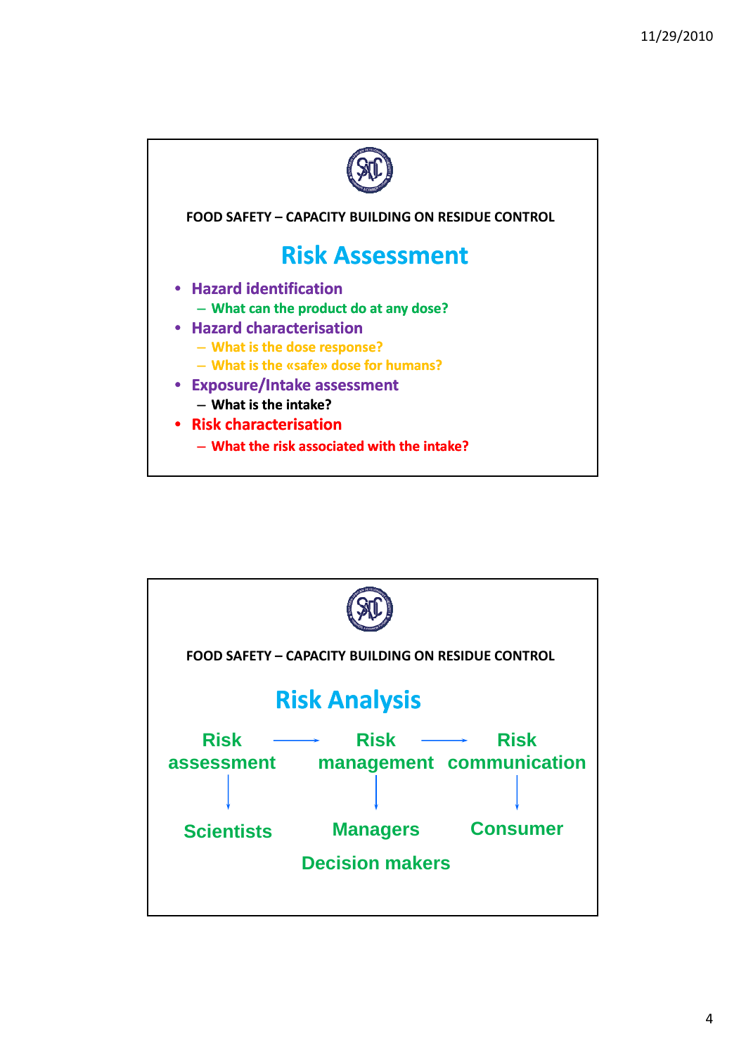FOOD SAFETY – CAPACITY BUILDING ON RESIDUE CONTROL

## Risk Assessment

- **Hazard identification**
  - **What can the product do at any dose?**
- **Hazard characterisation**
  - **What is the dose response?**
  - **What is the «safe» dose for humans?**
- **Exposure/Intake assessment**
  - **What is the intake?**
- **Risk characterisation**
  - **What the risk associated with the intake?**

FOOD SAFETY – CAPACITY BUILDING ON RESIDUE CONTROL

## Risk Analysis

**Risk assessment** → **Risk management** → **Risk communication**

| Risk assessment | Risk management | Risk communication |
| --- | --- | --- |
| ↓ | ↓ | ↓ |
| Scientists | Managers | Consumer |
| | Decision makers | |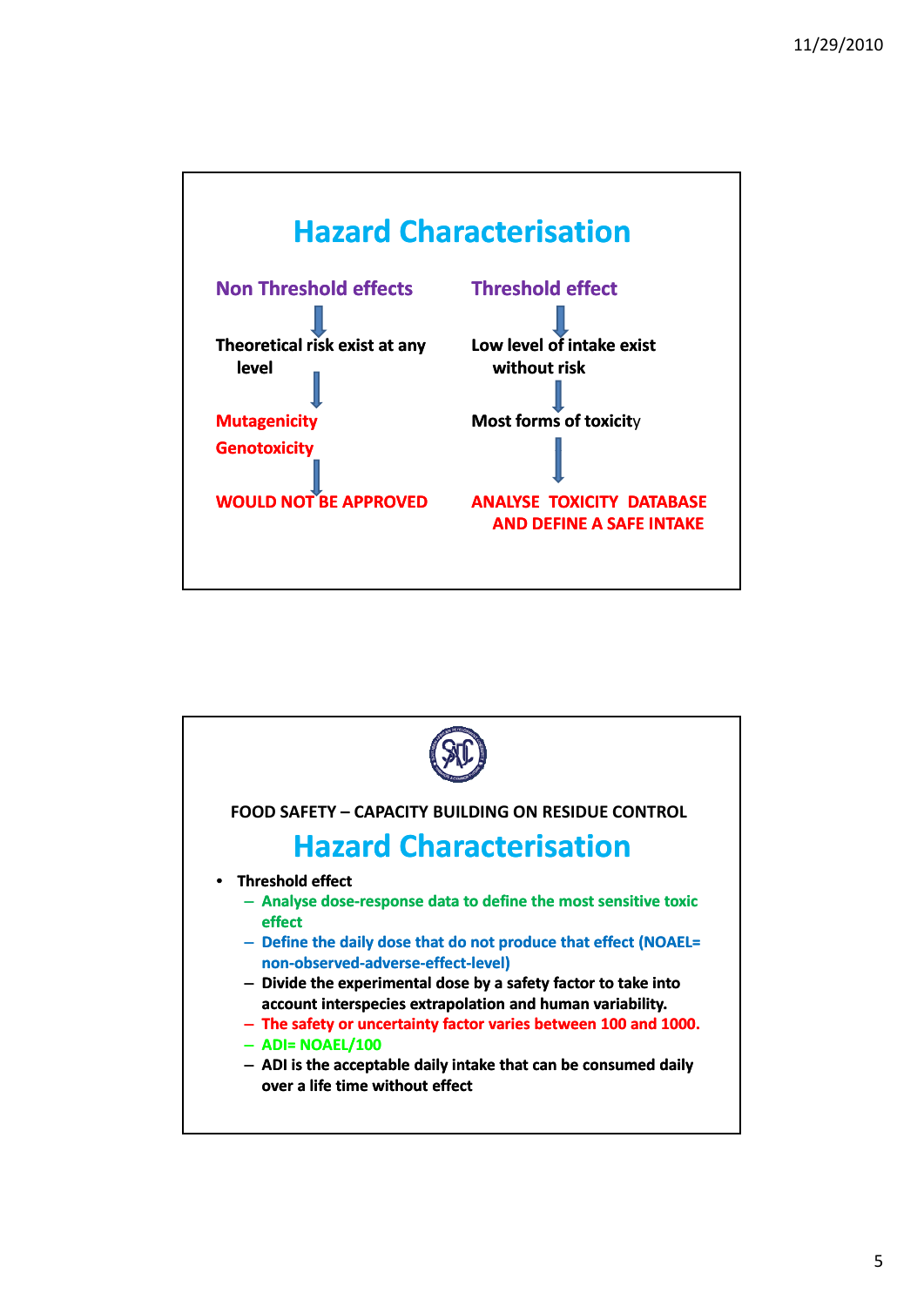## Hazard Characterisation

**Non Threshold effects**

↓

**Theoretical risk exist at any level**

↓

**Mutagenicity**

**Genotoxicity**

↓

**WOULD NOT BE APPROVED**

**Threshold effect**

↓

**Low level of intake exist without risk**

↓

**Most forms of toxicity**

↓

**ANALYSE TOXICITY DATABASE AND DEFINE A SAFE INTAKE**

---

FOOD SAFETY – CAPACITY BUILDING ON RESIDUE CONTROL

## Hazard Characterisation

- **Threshold effect**
  - **Analyse dose-response data to define the most sensitive toxic effect**
  - **Define the daily dose that do not produce that effect (NOAEL= non-observed-adverse-effect-level)**
  - **Divide the experimental dose by a safety factor to take into account interspecies extrapolation and human variability.**
  - **The safety or uncertainty factor varies between 100 and 1000.**
  - **ADI= NOAEL/100**
  - **ADI is the acceptable daily intake that can be consumed daily over a life time without effect**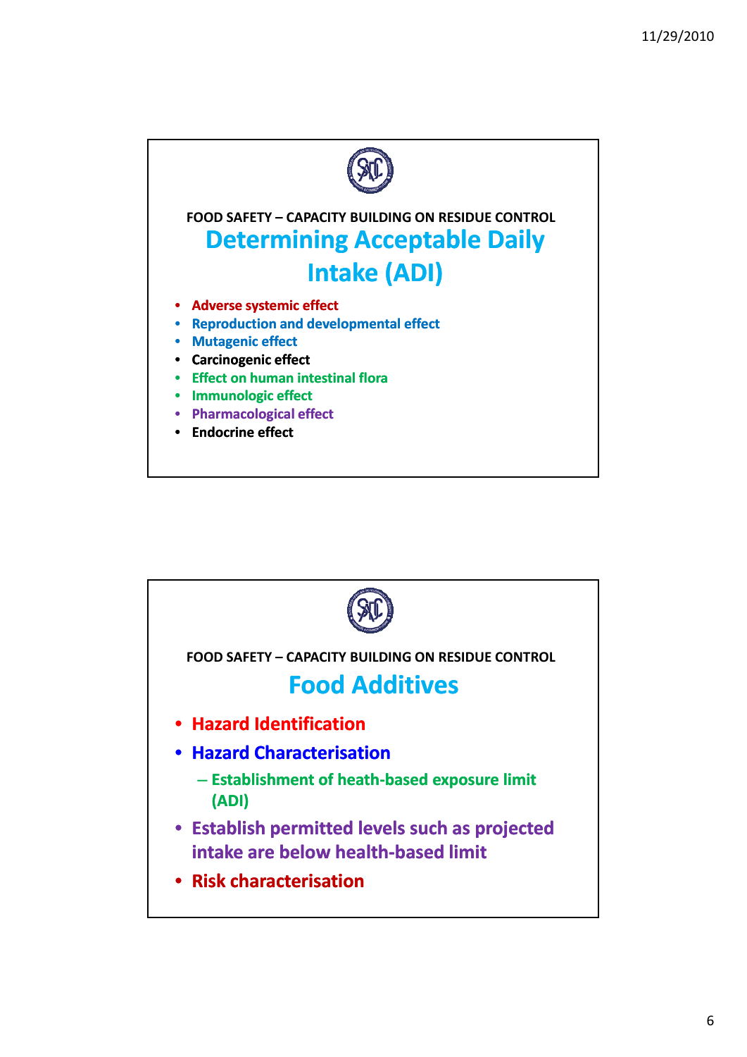FOOD SAFETY – CAPACITY BUILDING ON RESIDUE CONTROL

## Determining Acceptable Daily Intake (ADI)

- Adverse systemic effect
- Reproduction and developmental effect
- Mutagenic effect
- Carcinogenic effect
- Effect on human intestinal flora
- Immunologic effect
- Pharmacological effect
- Endocrine effect

FOOD SAFETY – CAPACITY BUILDING ON RESIDUE CONTROL

## Food Additives

- Hazard Identification
- Hazard Characterisation
  - Establishment of heath-based exposure limit (ADI)
- Establish permitted levels such as projected intake are below health-based limit
- Risk characterisation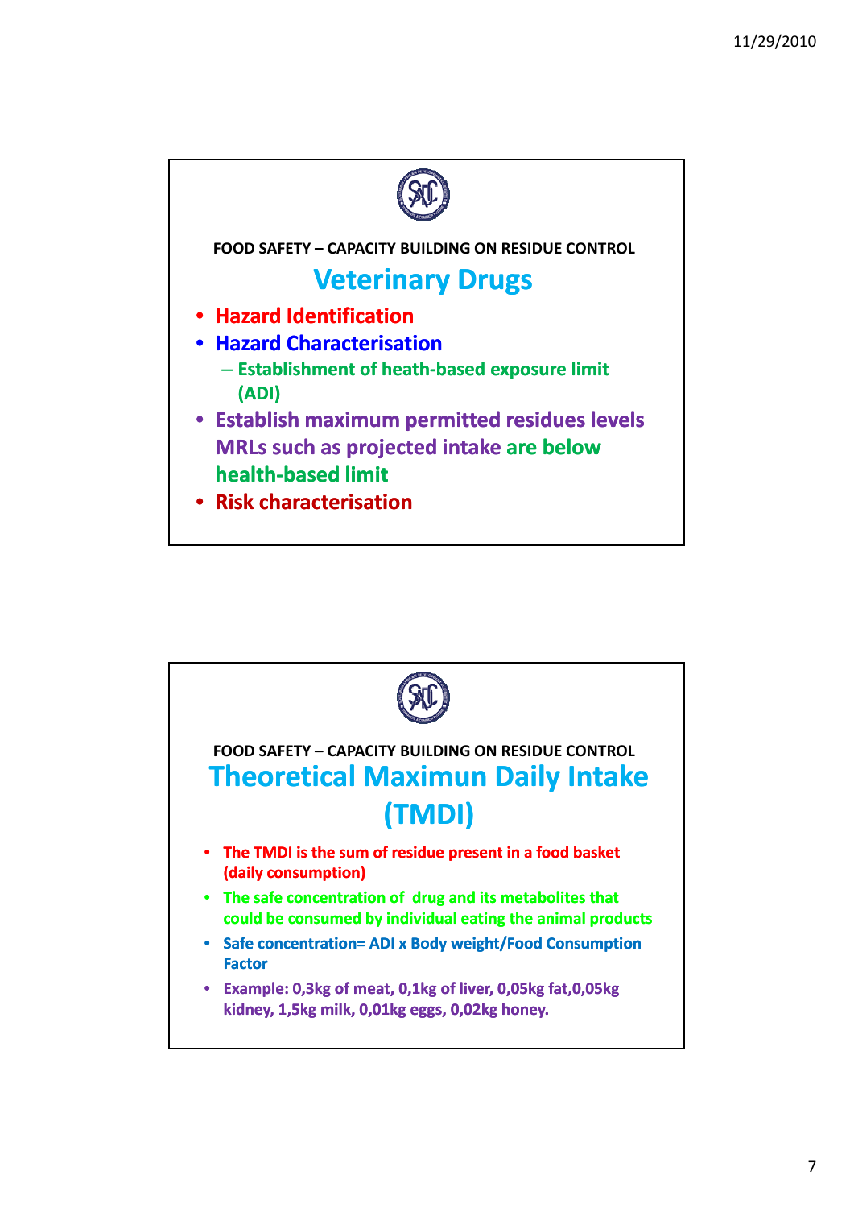FOOD SAFETY – CAPACITY BUILDING ON RESIDUE CONTROL

## Veterinary Drugs

- Hazard Identification
- Hazard Characterisation
  - Establishment of heath-based exposure limit (ADI)
- Establish maximum permitted residues levels MRLs such as projected intake are below health-based limit
- Risk characterisation

FOOD SAFETY – CAPACITY BUILDING ON RESIDUE CONTROL

## Theoretical Maximun Daily Intake (TMDI)

- The TMDI is the sum of residue present in a food basket (daily consumption)
- The safe concentration of drug and its metabolites that could be consumed by individual eating the animal products
- Safe concentration= ADI x Body weight/Food Consumption Factor
- Example: 0,3kg of meat, 0,1kg of liver, 0,05kg fat,0,05kg kidney, 1,5kg milk, 0,01kg eggs, 0,02kg honey.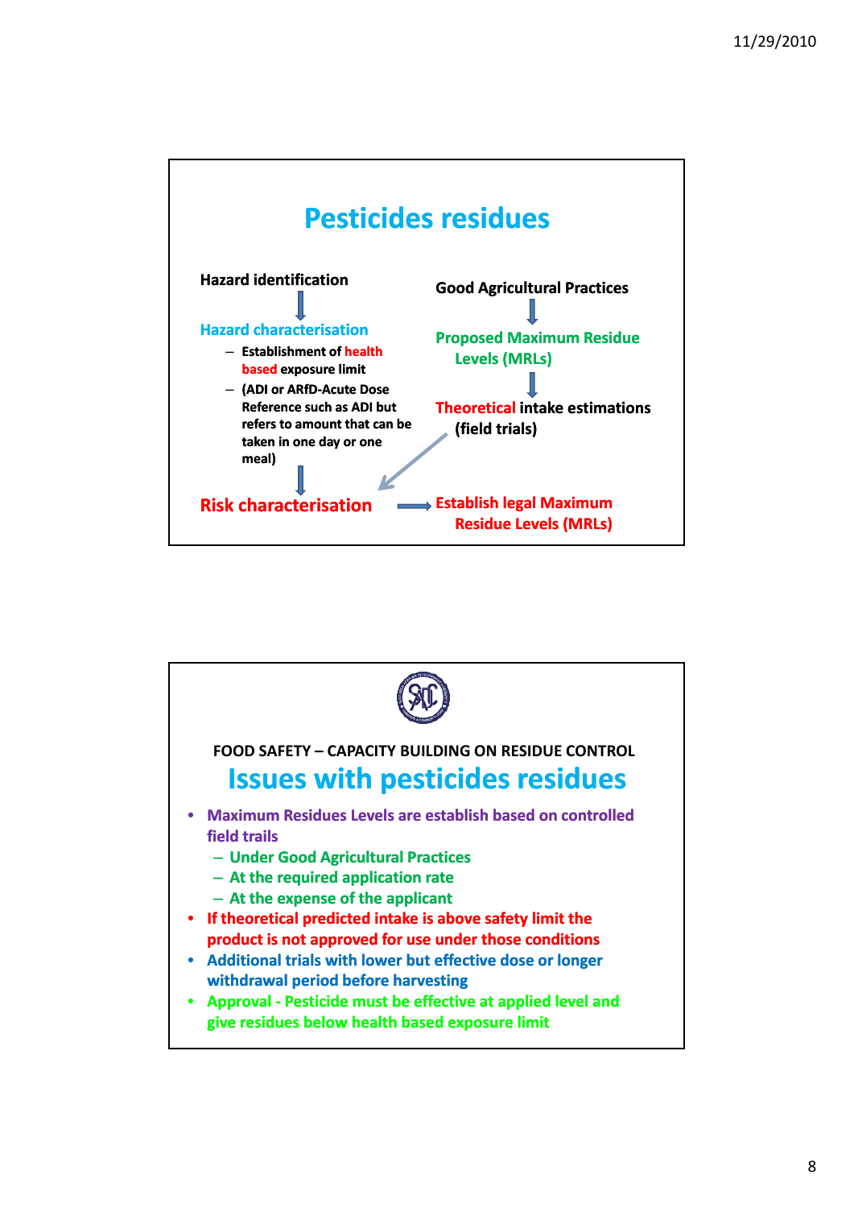# Pesticides residues

**Hazard identification**

↓

**Hazard characterisation**

- Establishment of health based exposure limit
- (ADI or ARfD-Acute Dose Reference such as ADI but refers to amount that can be taken in one day or one meal)

↓

**Risk characterisation** → **Establish legal Maximum Residue Levels (MRLs)**

**Good Agricultural Practices**

↓

**Proposed Maximum Residue Levels (MRLs)**

↓

**Theoretical intake estimations (field trials)** → Risk characterisation

---

FOOD SAFETY – CAPACITY BUILDING ON RESIDUE CONTROL

# Issues with pesticides residues

- Maximum Residues Levels are establish based on controlled field trails
  - Under Good Agricultural Practices
  - At the required application rate
  - At the expense of the applicant
- If theoretical predicted intake is above safety limit the product is not approved for use under those conditions
- Additional trials with lower but effective dose or longer withdrawal period before harvesting
- Approval - Pesticide must be effective at applied level and give residues below health based exposure limit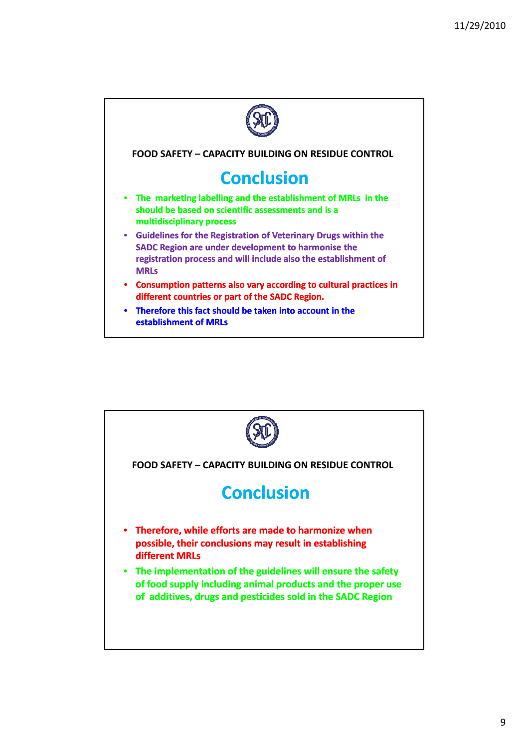FOOD SAFETY – CAPACITY BUILDING ON RESIDUE CONTROL

## Conclusion

- The marketing labelling and the establishment of MRLs in the should be based on scientific assessments and is a multidisciplinary process
- Guidelines for the Registration of Veterinary Drugs within the SADC Region are under development to harmonise the registration process and will include also the establishment of MRLs
- Consumption patterns also vary according to cultural practices in different countries or part of the SADC Region.
- Therefore this fact should be taken into account in the establishment of MRLs

FOOD SAFETY – CAPACITY BUILDING ON RESIDUE CONTROL

## Conclusion

- Therefore, while efforts are made to harmonize when possible, their conclusions may result in establishing different MRLs
- The implementation of the guidelines will ensure the safety of food supply including animal products and the proper use of additives, drugs and pesticides sold in the SADC Region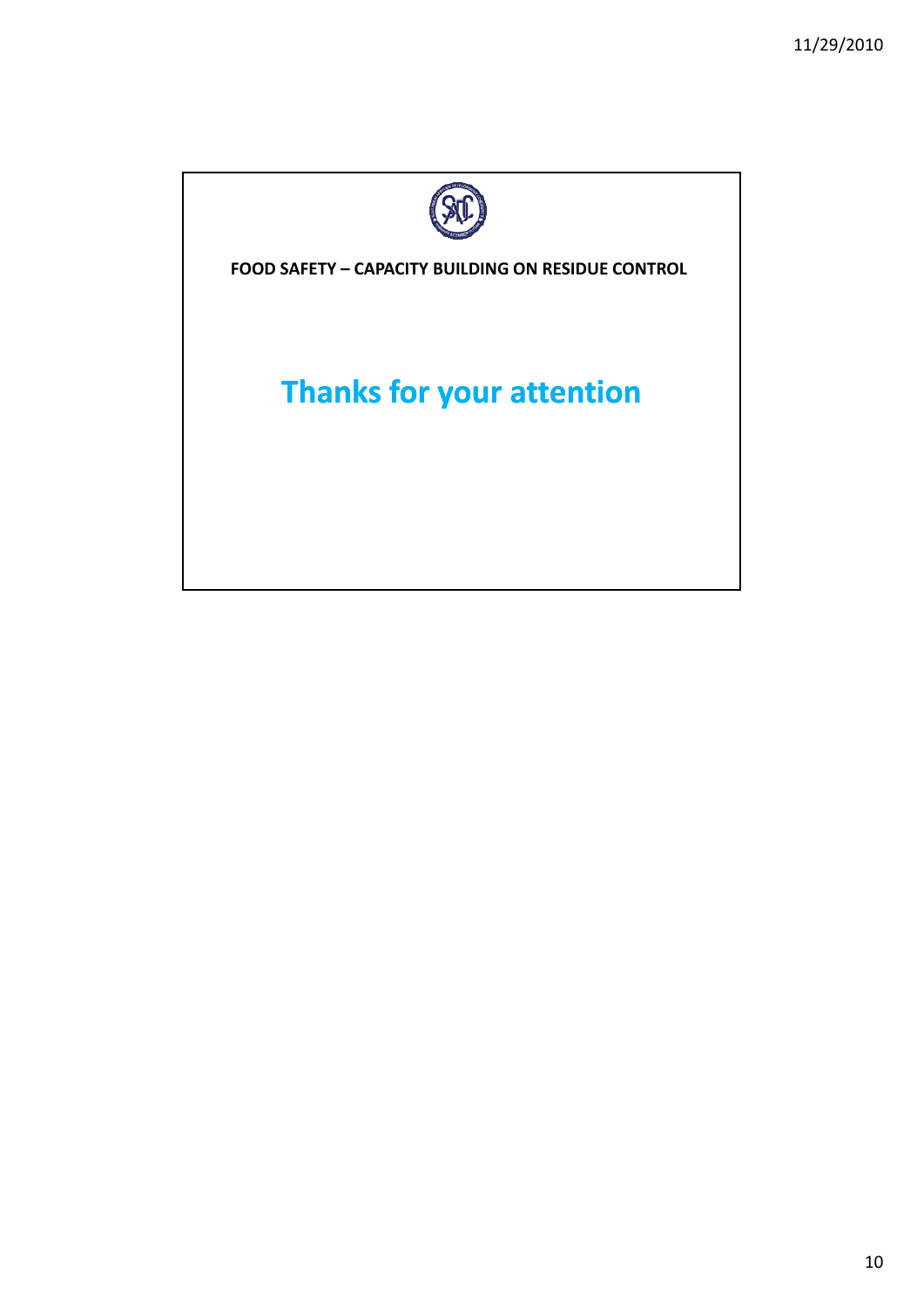**FOOD SAFETY – CAPACITY BUILDING ON RESIDUE CONTROL**

# Thanks for your attention